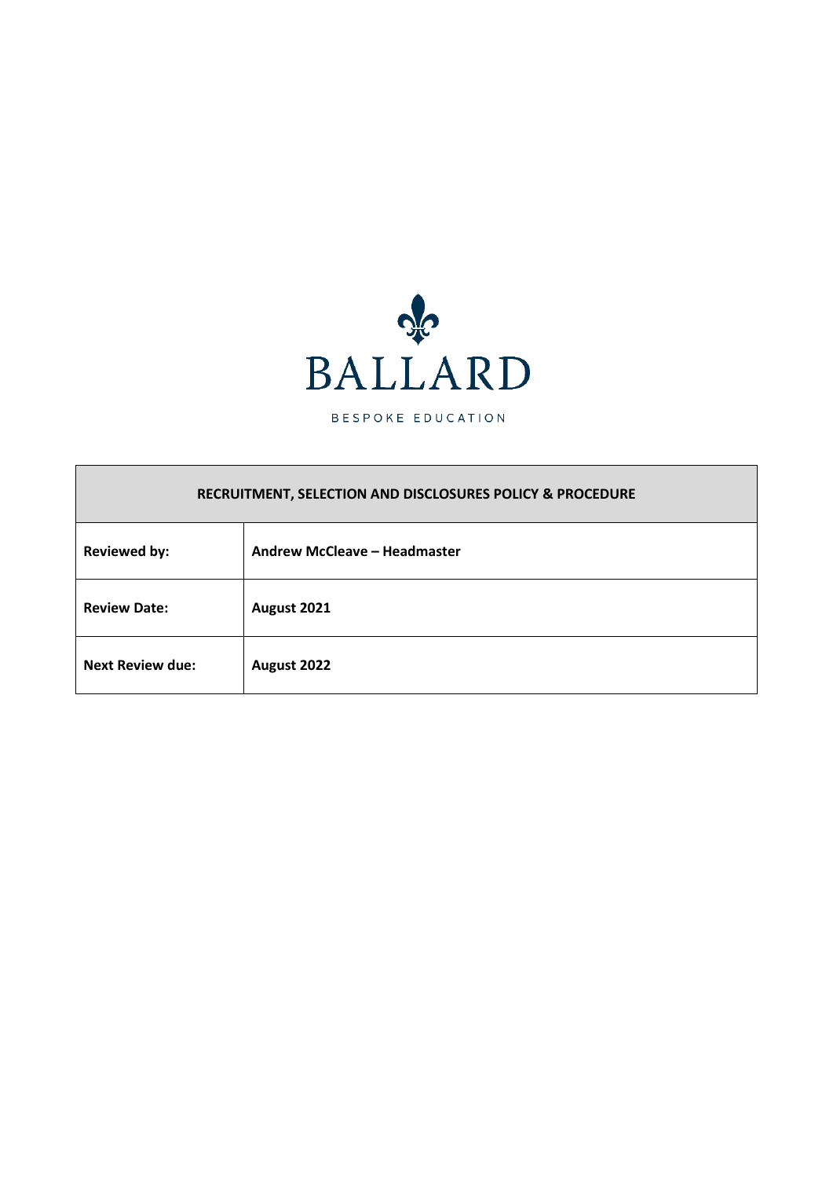BALLARD

BESPOKE EDUCATION

| RECRUITMENT, SELECTION AND DISCLOSURES POLICY & PROCEDURE | |
|---|---|
| **Reviewed by:** | **Andrew McCleave – Headmaster** |
| **Review Date:** | **August 2021** |
| **Next Review due:** | **August 2022** |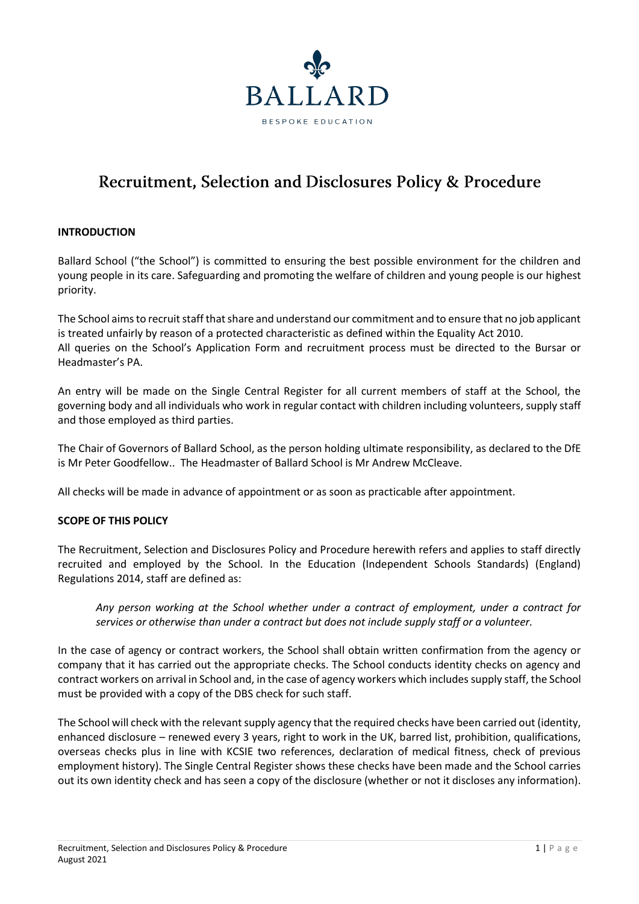BALLARD

BESPOKE EDUCATION

# Recruitment, Selection and Disclosures Policy & Procedure

## INTRODUCTION

Ballard School ("the School") is committed to ensuring the best possible environment for the children and young people in its care. Safeguarding and promoting the welfare of children and young people is our highest priority.

The School aims to recruit staff that share and understand our commitment and to ensure that no job applicant is treated unfairly by reason of a protected characteristic as defined within the Equality Act 2010.
All queries on the School's Application Form and recruitment process must be directed to the Bursar or Headmaster's PA.

An entry will be made on the Single Central Register for all current members of staff at the School, the governing body and all individuals who work in regular contact with children including volunteers, supply staff and those employed as third parties.

The Chair of Governors of Ballard School, as the person holding ultimate responsibility, as declared to the DfE is Mr Peter Goodfellow.. The Headmaster of Ballard School is Mr Andrew McCleave.

All checks will be made in advance of appointment or as soon as practicable after appointment.

## SCOPE OF THIS POLICY

The Recruitment, Selection and Disclosures Policy and Procedure herewith refers and applies to staff directly recruited and employed by the School. In the Education (Independent Schools Standards) (England) Regulations 2014, staff are defined as:

> *Any person working at the School whether under a contract of employment, under a contract for services or otherwise than under a contract but does not include supply staff or a volunteer.*

In the case of agency or contract workers, the School shall obtain written confirmation from the agency or company that it has carried out the appropriate checks. The School conducts identity checks on agency and contract workers on arrival in School and, in the case of agency workers which includes supply staff, the School must be provided with a copy of the DBS check for such staff.

The School will check with the relevant supply agency that the required checks have been carried out (identity, enhanced disclosure – renewed every 3 years, right to work in the UK, barred list, prohibition, qualifications, overseas checks plus in line with KCSIE two references, declaration of medical fitness, check of previous employment history). The Single Central Register shows these checks have been made and the School carries out its own identity check and has seen a copy of the disclosure (whether or not it discloses any information).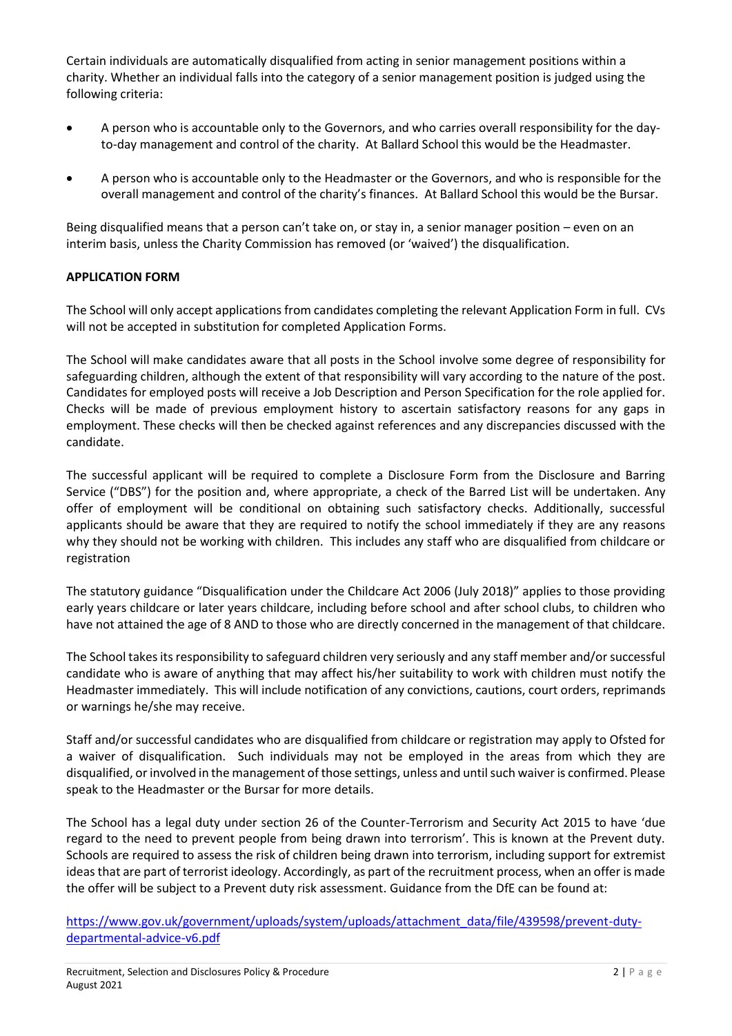Certain individuals are automatically disqualified from acting in senior management positions within a charity. Whether an individual falls into the category of a senior management position is judged using the following criteria:

- A person who is accountable only to the Governors, and who carries overall responsibility for the day-to-day management and control of the charity. At Ballard School this would be the Headmaster.
- A person who is accountable only to the Headmaster or the Governors, and who is responsible for the overall management and control of the charity's finances. At Ballard School this would be the Bursar.

Being disqualified means that a person can't take on, or stay in, a senior manager position – even on an interim basis, unless the Charity Commission has removed (or 'waived') the disqualification.

**APPLICATION FORM**

The School will only accept applications from candidates completing the relevant Application Form in full. CVs will not be accepted in substitution for completed Application Forms.

The School will make candidates aware that all posts in the School involve some degree of responsibility for safeguarding children, although the extent of that responsibility will vary according to the nature of the post. Candidates for employed posts will receive a Job Description and Person Specification for the role applied for. Checks will be made of previous employment history to ascertain satisfactory reasons for any gaps in employment. These checks will then be checked against references and any discrepancies discussed with the candidate.

The successful applicant will be required to complete a Disclosure Form from the Disclosure and Barring Service ("DBS") for the position and, where appropriate, a check of the Barred List will be undertaken. Any offer of employment will be conditional on obtaining such satisfactory checks. Additionally, successful applicants should be aware that they are required to notify the school immediately if they are any reasons why they should not be working with children. This includes any staff who are disqualified from childcare or registration

The statutory guidance "Disqualification under the Childcare Act 2006 (July 2018)" applies to those providing early years childcare or later years childcare, including before school and after school clubs, to children who have not attained the age of 8 AND to those who are directly concerned in the management of that childcare.

The School takes its responsibility to safeguard children very seriously and any staff member and/or successful candidate who is aware of anything that may affect his/her suitability to work with children must notify the Headmaster immediately. This will include notification of any convictions, cautions, court orders, reprimands or warnings he/she may receive.

Staff and/or successful candidates who are disqualified from childcare or registration may apply to Ofsted for a waiver of disqualification. Such individuals may not be employed in the areas from which they are disqualified, or involved in the management of those settings, unless and until such waiver is confirmed. Please speak to the Headmaster or the Bursar for more details.

The School has a legal duty under section 26 of the Counter-Terrorism and Security Act 2015 to have 'due regard to the need to prevent people from being drawn into terrorism'. This is known at the Prevent duty. Schools are required to assess the risk of children being drawn into terrorism, including support for extremist ideas that are part of terrorist ideology. Accordingly, as part of the recruitment process, when an offer is made the offer will be subject to a Prevent duty risk assessment. Guidance from the DfE can be found at:

https://www.gov.uk/government/uploads/system/uploads/attachment_data/file/439598/prevent-duty-departmental-advice-v6.pdf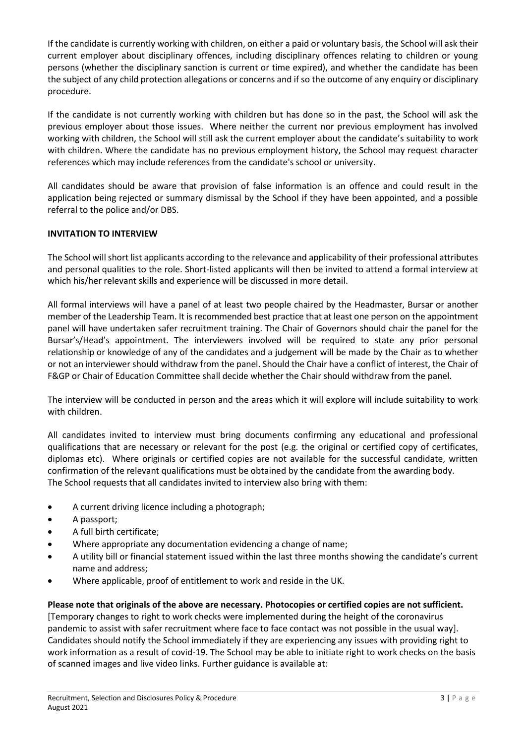If the candidate is currently working with children, on either a paid or voluntary basis, the School will ask their current employer about disciplinary offences, including disciplinary offences relating to children or young persons (whether the disciplinary sanction is current or time expired), and whether the candidate has been the subject of any child protection allegations or concerns and if so the outcome of any enquiry or disciplinary procedure.

If the candidate is not currently working with children but has done so in the past, the School will ask the previous employer about those issues. Where neither the current nor previous employment has involved working with children, the School will still ask the current employer about the candidate's suitability to work with children. Where the candidate has no previous employment history, the School may request character references which may include references from the candidate's school or university.

All candidates should be aware that provision of false information is an offence and could result in the application being rejected or summary dismissal by the School if they have been appointed, and a possible referral to the police and/or DBS.

**INVITATION TO INTERVIEW**

The School will short list applicants according to the relevance and applicability of their professional attributes and personal qualities to the role. Short-listed applicants will then be invited to attend a formal interview at which his/her relevant skills and experience will be discussed in more detail.

All formal interviews will have a panel of at least two people chaired by the Headmaster, Bursar or another member of the Leadership Team. It is recommended best practice that at least one person on the appointment panel will have undertaken safer recruitment training. The Chair of Governors should chair the panel for the Bursar's/Head's appointment. The interviewers involved will be required to state any prior personal relationship or knowledge of any of the candidates and a judgement will be made by the Chair as to whether or not an interviewer should withdraw from the panel. Should the Chair have a conflict of interest, the Chair of F&GP or Chair of Education Committee shall decide whether the Chair should withdraw from the panel.

The interview will be conducted in person and the areas which it will explore will include suitability to work with children.

All candidates invited to interview must bring documents confirming any educational and professional qualifications that are necessary or relevant for the post (e.g. the original or certified copy of certificates, diplomas etc). Where originals or certified copies are not available for the successful candidate, written confirmation of the relevant qualifications must be obtained by the candidate from the awarding body.
The School requests that all candidates invited to interview also bring with them:

- A current driving licence including a photograph;
- A passport;
- A full birth certificate;
- Where appropriate any documentation evidencing a change of name;
- A utility bill or financial statement issued within the last three months showing the candidate's current name and address;
- Where applicable, proof of entitlement to work and reside in the UK.

**Please note that originals of the above are necessary. Photocopies or certified copies are not sufficient.**
[Temporary changes to right to work checks were implemented during the height of the coronavirus pandemic to assist with safer recruitment where face to face contact was not possible in the usual way]. Candidates should notify the School immediately if they are experiencing any issues with providing right to work information as a result of covid-19. The School may be able to initiate right to work checks on the basis of scanned images and live video links. Further guidance is available at: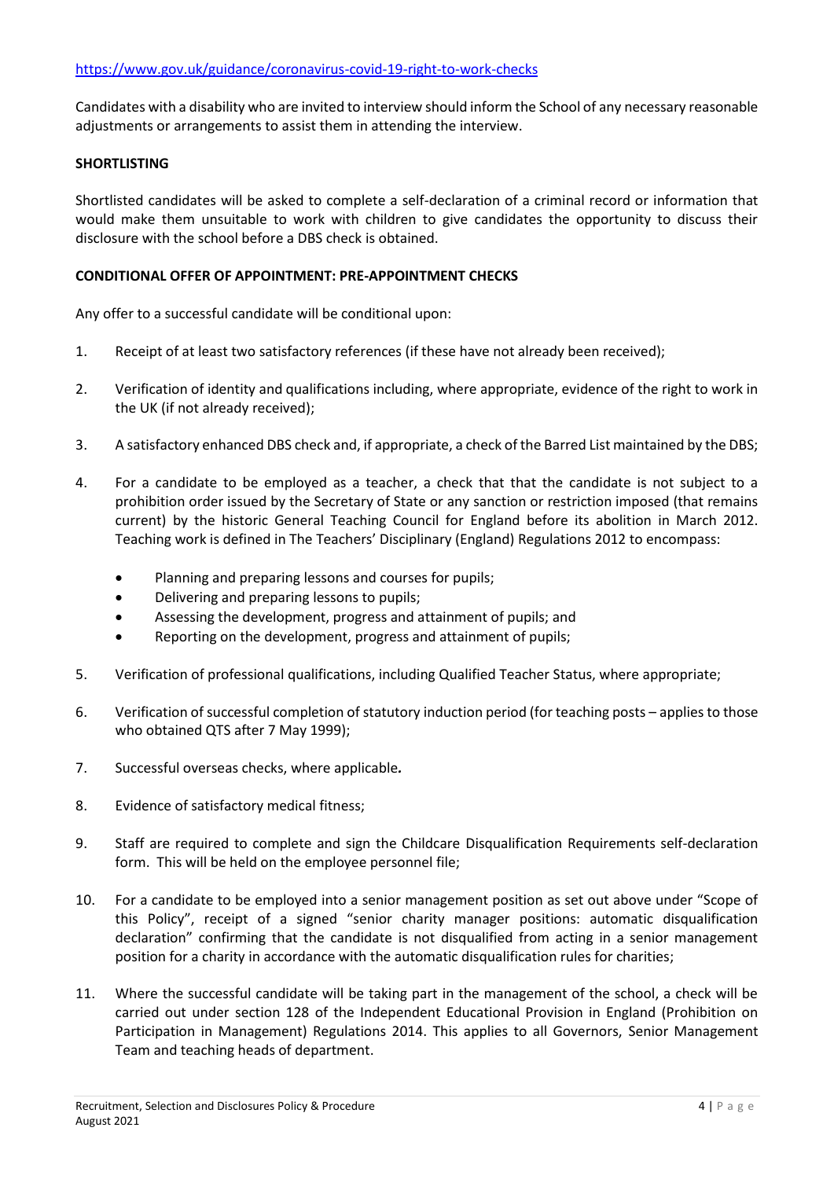https://www.gov.uk/guidance/coronavirus-covid-19-right-to-work-checks

Candidates with a disability who are invited to interview should inform the School of any necessary reasonable adjustments or arrangements to assist them in attending the interview.

**SHORTLISTING**

Shortlisted candidates will be asked to complete a self-declaration of a criminal record or information that would make them unsuitable to work with children to give candidates the opportunity to discuss their disclosure with the school before a DBS check is obtained.

**CONDITIONAL OFFER OF APPOINTMENT: PRE-APPOINTMENT CHECKS**

Any offer to a successful candidate will be conditional upon:

1. Receipt of at least two satisfactory references (if these have not already been received);

2. Verification of identity and qualifications including, where appropriate, evidence of the right to work in the UK (if not already received);

3. A satisfactory enhanced DBS check and, if appropriate, a check of the Barred List maintained by the DBS;

4. For a candidate to be employed as a teacher, a check that that the candidate is not subject to a prohibition order issued by the Secretary of State or any sanction or restriction imposed (that remains current) by the historic General Teaching Council for England before its abolition in March 2012. Teaching work is defined in The Teachers' Disciplinary (England) Regulations 2012 to encompass:
   - Planning and preparing lessons and courses for pupils;
   - Delivering and preparing lessons to pupils;
   - Assessing the development, progress and attainment of pupils; and
   - Reporting on the development, progress and attainment of pupils;

5. Verification of professional qualifications, including Qualified Teacher Status, where appropriate;

6. Verification of successful completion of statutory induction period (for teaching posts – applies to those who obtained QTS after 7 May 1999);

7. Successful overseas checks, where applicable*.*

8. Evidence of satisfactory medical fitness;

9. Staff are required to complete and sign the Childcare Disqualification Requirements self-declaration form. This will be held on the employee personnel file;

10. For a candidate to be employed into a senior management position as set out above under "Scope of this Policy", receipt of a signed "senior charity manager positions: automatic disqualification declaration" confirming that the candidate is not disqualified from acting in a senior management position for a charity in accordance with the automatic disqualification rules for charities;

11. Where the successful candidate will be taking part in the management of the school, a check will be carried out under section 128 of the Independent Educational Provision in England (Prohibition on Participation in Management) Regulations 2014. This applies to all Governors, Senior Management Team and teaching heads of department.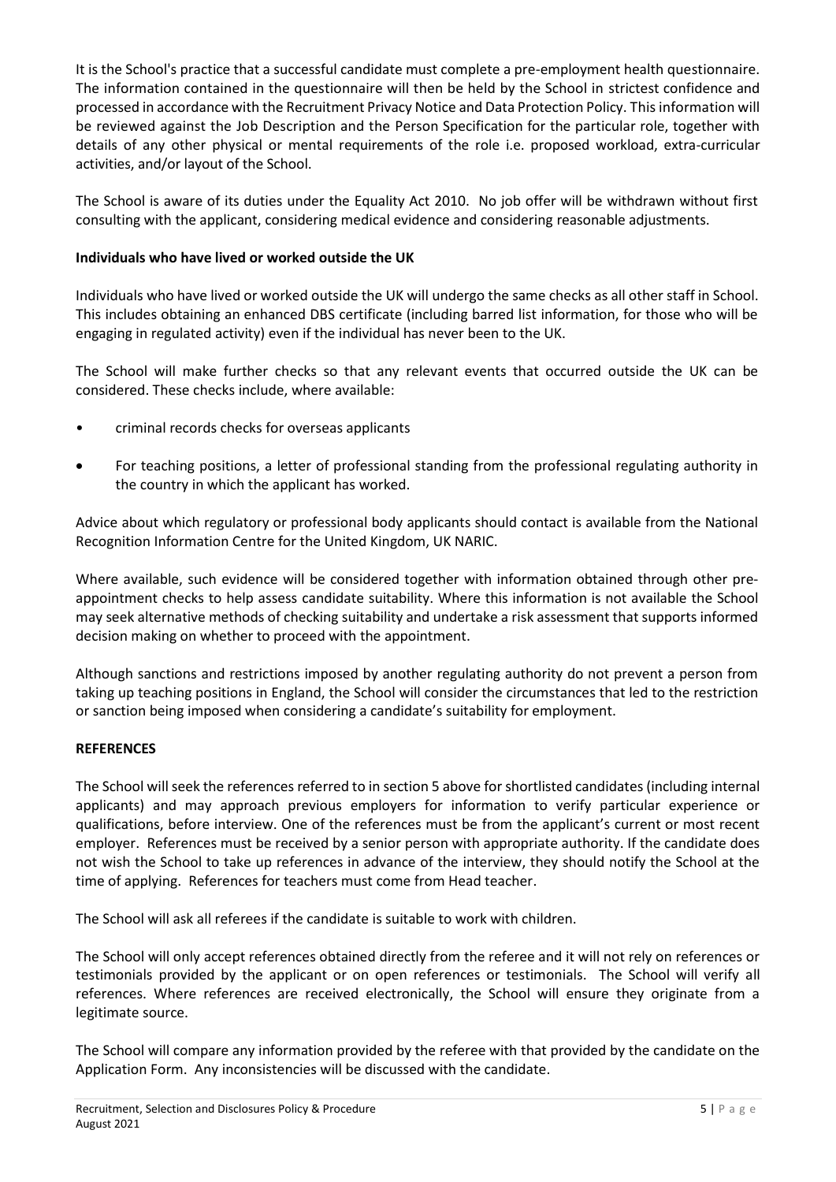It is the School's practice that a successful candidate must complete a pre-employment health questionnaire. The information contained in the questionnaire will then be held by the School in strictest confidence and processed in accordance with the Recruitment Privacy Notice and Data Protection Policy. This information will be reviewed against the Job Description and the Person Specification for the particular role, together with details of any other physical or mental requirements of the role i.e. proposed workload, extra-curricular activities, and/or layout of the School.

The School is aware of its duties under the Equality Act 2010. No job offer will be withdrawn without first consulting with the applicant, considering medical evidence and considering reasonable adjustments.

**Individuals who have lived or worked outside the UK**

Individuals who have lived or worked outside the UK will undergo the same checks as all other staff in School. This includes obtaining an enhanced DBS certificate (including barred list information, for those who will be engaging in regulated activity) even if the individual has never been to the UK.

The School will make further checks so that any relevant events that occurred outside the UK can be considered. These checks include, where available:

- criminal records checks for overseas applicants
- For teaching positions, a letter of professional standing from the professional regulating authority in the country in which the applicant has worked.

Advice about which regulatory or professional body applicants should contact is available from the National Recognition Information Centre for the United Kingdom, UK NARIC.

Where available, such evidence will be considered together with information obtained through other pre-appointment checks to help assess candidate suitability. Where this information is not available the School may seek alternative methods of checking suitability and undertake a risk assessment that supports informed decision making on whether to proceed with the appointment.

Although sanctions and restrictions imposed by another regulating authority do not prevent a person from taking up teaching positions in England, the School will consider the circumstances that led to the restriction or sanction being imposed when considering a candidate's suitability for employment.

**REFERENCES**

The School will seek the references referred to in section 5 above for shortlisted candidates (including internal applicants) and may approach previous employers for information to verify particular experience or qualifications, before interview. One of the references must be from the applicant's current or most recent employer. References must be received by a senior person with appropriate authority. If the candidate does not wish the School to take up references in advance of the interview, they should notify the School at the time of applying. References for teachers must come from Head teacher.

The School will ask all referees if the candidate is suitable to work with children.

The School will only accept references obtained directly from the referee and it will not rely on references or testimonials provided by the applicant or on open references or testimonials. The School will verify all references. Where references are received electronically, the School will ensure they originate from a legitimate source.

The School will compare any information provided by the referee with that provided by the candidate on the Application Form. Any inconsistencies will be discussed with the candidate.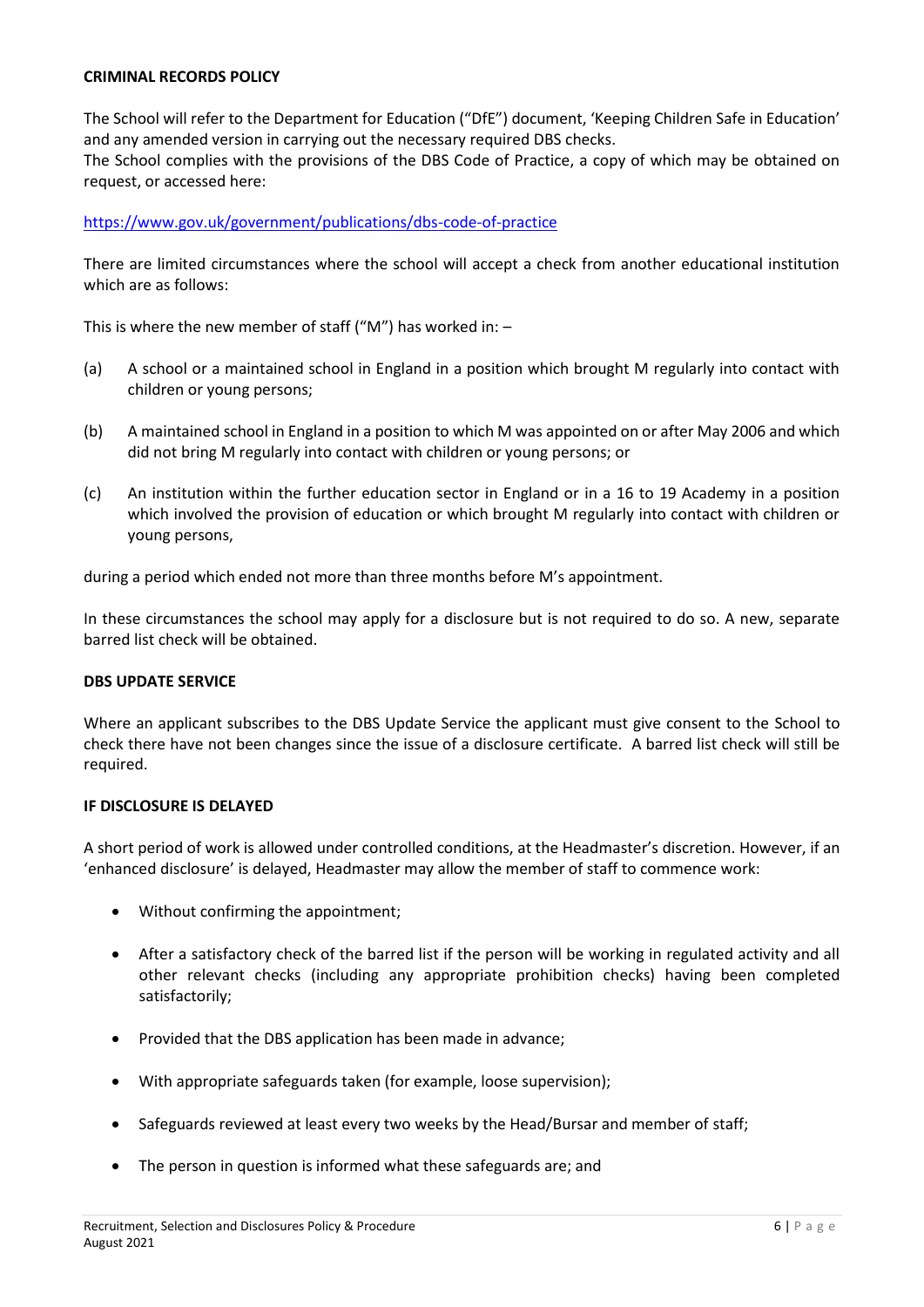## CRIMINAL RECORDS POLICY

The School will refer to the Department for Education ("DfE") document, 'Keeping Children Safe in Education' and any amended version in carrying out the necessary required DBS checks.
The School complies with the provisions of the DBS Code of Practice, a copy of which may be obtained on request, or accessed here:

https://www.gov.uk/government/publications/dbs-code-of-practice

There are limited circumstances where the school will accept a check from another educational institution which are as follows:

This is where the new member of staff ("M") has worked in: –

(a) A school or a maintained school in England in a position which brought M regularly into contact with children or young persons;

(b) A maintained school in England in a position to which M was appointed on or after May 2006 and which did not bring M regularly into contact with children or young persons; or

(c) An institution within the further education sector in England or in a 16 to 19 Academy in a position which involved the provision of education or which brought M regularly into contact with children or young persons,

during a period which ended not more than three months before M's appointment.

In these circumstances the school may apply for a disclosure but is not required to do so. A new, separate barred list check will be obtained.

## DBS UPDATE SERVICE

Where an applicant subscribes to the DBS Update Service the applicant must give consent to the School to check there have not been changes since the issue of a disclosure certificate. A barred list check will still be required.

## IF DISCLOSURE IS DELAYED

A short period of work is allowed under controlled conditions, at the Headmaster's discretion. However, if an 'enhanced disclosure' is delayed, Headmaster may allow the member of staff to commence work:

- Without confirming the appointment;
- After a satisfactory check of the barred list if the person will be working in regulated activity and all other relevant checks (including any appropriate prohibition checks) having been completed satisfactorily;
- Provided that the DBS application has been made in advance;
- With appropriate safeguards taken (for example, loose supervision);
- Safeguards reviewed at least every two weeks by the Head/Bursar and member of staff;
- The person in question is informed what these safeguards are; and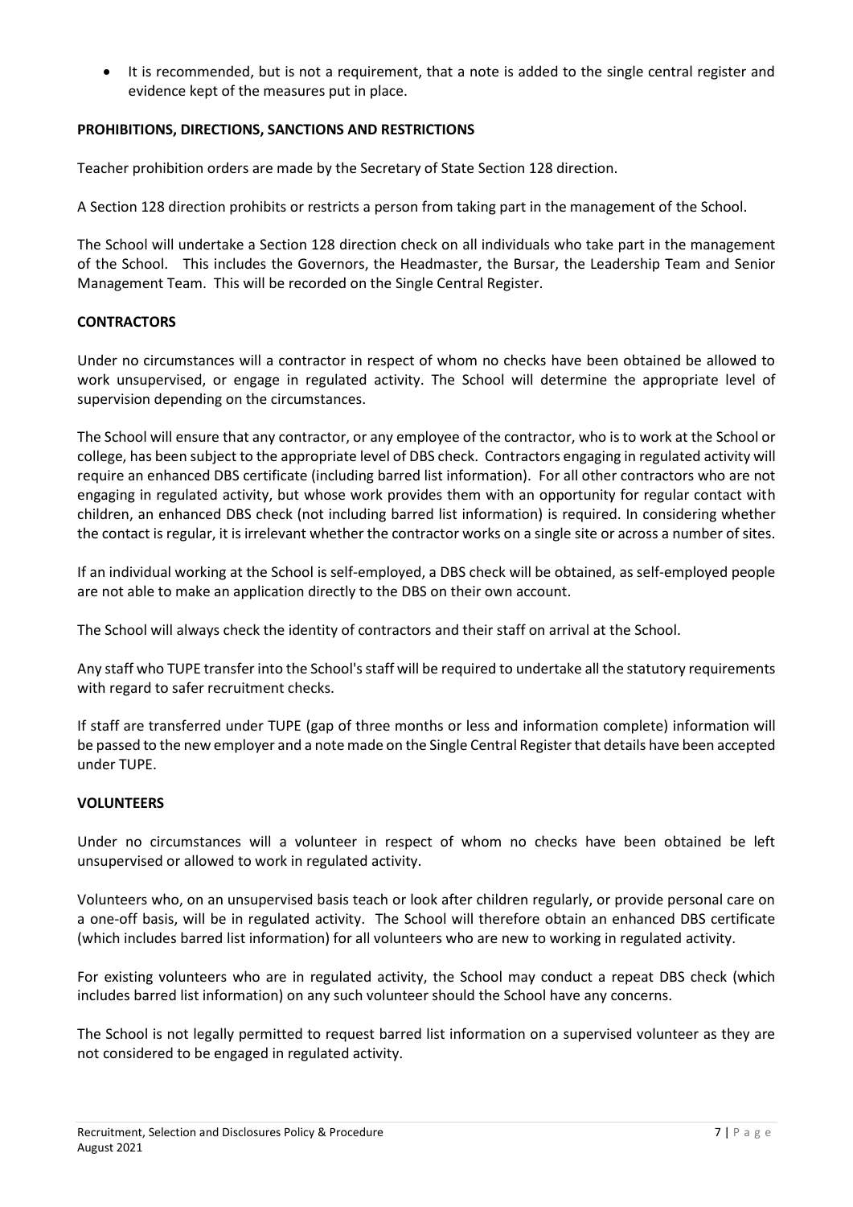- It is recommended, but is not a requirement, that a note is added to the single central register and evidence kept of the measures put in place.

**PROHIBITIONS, DIRECTIONS, SANCTIONS AND RESTRICTIONS**

Teacher prohibition orders are made by the Secretary of State Section 128 direction.

A Section 128 direction prohibits or restricts a person from taking part in the management of the School.

The School will undertake a Section 128 direction check on all individuals who take part in the management of the School. This includes the Governors, the Headmaster, the Bursar, the Leadership Team and Senior Management Team. This will be recorded on the Single Central Register.

**CONTRACTORS**

Under no circumstances will a contractor in respect of whom no checks have been obtained be allowed to work unsupervised, or engage in regulated activity. The School will determine the appropriate level of supervision depending on the circumstances.

The School will ensure that any contractor, or any employee of the contractor, who is to work at the School or college, has been subject to the appropriate level of DBS check. Contractors engaging in regulated activity will require an enhanced DBS certificate (including barred list information). For all other contractors who are not engaging in regulated activity, but whose work provides them with an opportunity for regular contact with children, an enhanced DBS check (not including barred list information) is required. In considering whether the contact is regular, it is irrelevant whether the contractor works on a single site or across a number of sites.

If an individual working at the School is self-employed, a DBS check will be obtained, as self-employed people are not able to make an application directly to the DBS on their own account.

The School will always check the identity of contractors and their staff on arrival at the School.

Any staff who TUPE transfer into the School's staff will be required to undertake all the statutory requirements with regard to safer recruitment checks.

If staff are transferred under TUPE (gap of three months or less and information complete) information will be passed to the new employer and a note made on the Single Central Register that details have been accepted under TUPE.

**VOLUNTEERS**

Under no circumstances will a volunteer in respect of whom no checks have been obtained be left unsupervised or allowed to work in regulated activity.

Volunteers who, on an unsupervised basis teach or look after children regularly, or provide personal care on a one-off basis, will be in regulated activity. The School will therefore obtain an enhanced DBS certificate (which includes barred list information) for all volunteers who are new to working in regulated activity.

For existing volunteers who are in regulated activity, the School may conduct a repeat DBS check (which includes barred list information) on any such volunteer should the School have any concerns.

The School is not legally permitted to request barred list information on a supervised volunteer as they are not considered to be engaged in regulated activity.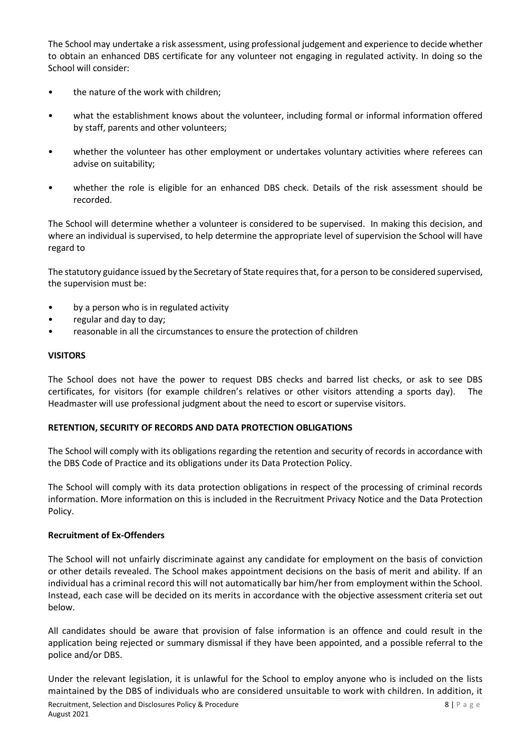The School may undertake a risk assessment, using professional judgement and experience to decide whether to obtain an enhanced DBS certificate for any volunteer not engaging in regulated activity. In doing so the School will consider:

- the nature of the work with children;
- what the establishment knows about the volunteer, including formal or informal information offered by staff, parents and other volunteers;
- whether the volunteer has other employment or undertakes voluntary activities where referees can advise on suitability;
- whether the role is eligible for an enhanced DBS check. Details of the risk assessment should be recorded.

The School will determine whether a volunteer is considered to be supervised. In making this decision, and where an individual is supervised, to help determine the appropriate level of supervision the School will have regard to

The statutory guidance issued by the Secretary of State requires that, for a person to be considered supervised, the supervision must be:

- by a person who is in regulated activity
- regular and day to day;
- reasonable in all the circumstances to ensure the protection of children

**VISITORS**

The School does not have the power to request DBS checks and barred list checks, or ask to see DBS certificates, for visitors (for example children's relatives or other visitors attending a sports day). The Headmaster will use professional judgment about the need to escort or supervise visitors.

**RETENTION, SECURITY OF RECORDS AND DATA PROTECTION OBLIGATIONS**

The School will comply with its obligations regarding the retention and security of records in accordance with the DBS Code of Practice and its obligations under its Data Protection Policy.

The School will comply with its data protection obligations in respect of the processing of criminal records information. More information on this is included in the Recruitment Privacy Notice and the Data Protection Policy.

**Recruitment of Ex-Offenders**

The School will not unfairly discriminate against any candidate for employment on the basis of conviction or other details revealed. The School makes appointment decisions on the basis of merit and ability. If an individual has a criminal record this will not automatically bar him/her from employment within the School. Instead, each case will be decided on its merits in accordance with the objective assessment criteria set out below.

All candidates should be aware that provision of false information is an offence and could result in the application being rejected or summary dismissal if they have been appointed, and a possible referral to the police and/or DBS.

Under the relevant legislation, it is unlawful for the School to employ anyone who is included on the lists maintained by the DBS of individuals who are considered unsuitable to work with children. In addition, it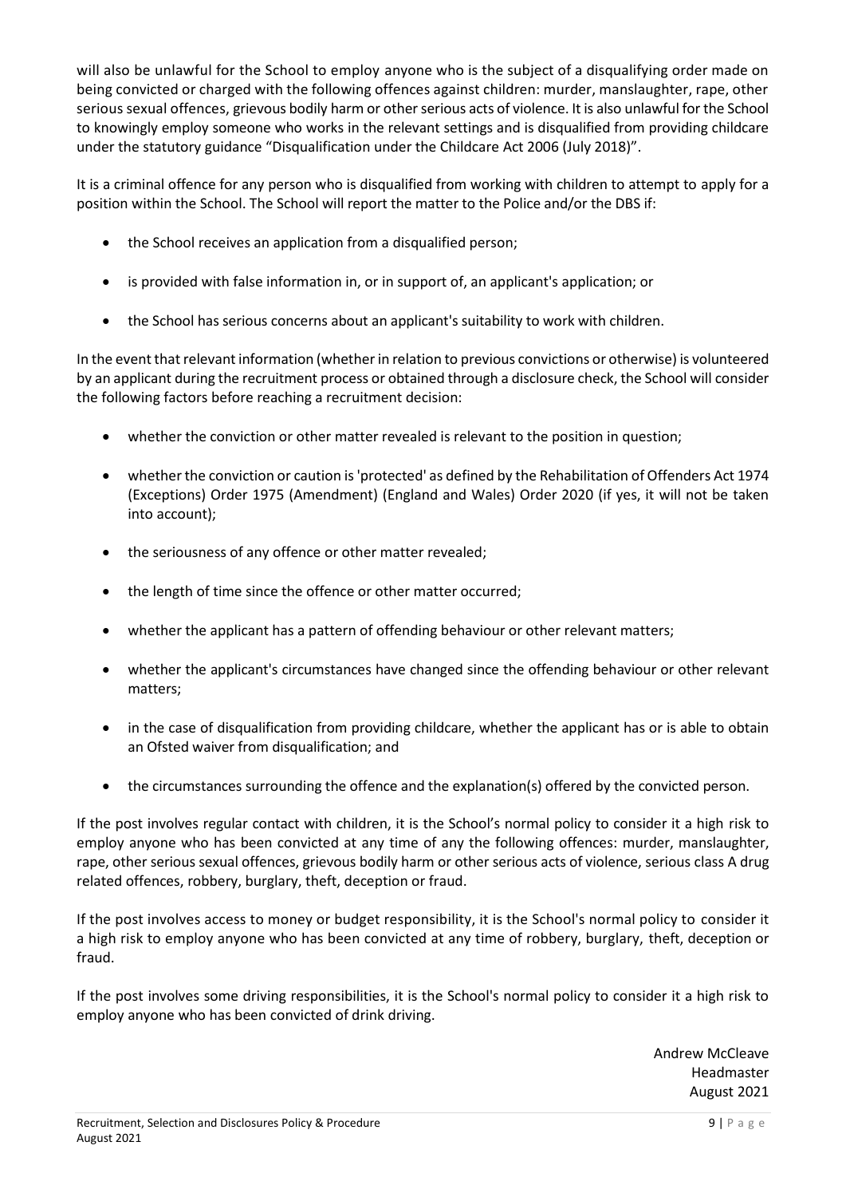will also be unlawful for the School to employ anyone who is the subject of a disqualifying order made on being convicted or charged with the following offences against children: murder, manslaughter, rape, other serious sexual offences, grievous bodily harm or other serious acts of violence. It is also unlawful for the School to knowingly employ someone who works in the relevant settings and is disqualified from providing childcare under the statutory guidance "Disqualification under the Childcare Act 2006 (July 2018)".

It is a criminal offence for any person who is disqualified from working with children to attempt to apply for a position within the School. The School will report the matter to the Police and/or the DBS if:

- the School receives an application from a disqualified person;
- is provided with false information in, or in support of, an applicant's application; or
- the School has serious concerns about an applicant's suitability to work with children.

In the event that relevant information (whether in relation to previous convictions or otherwise) is volunteered by an applicant during the recruitment process or obtained through a disclosure check, the School will consider the following factors before reaching a recruitment decision:

- whether the conviction or other matter revealed is relevant to the position in question;
- whether the conviction or caution is 'protected' as defined by the Rehabilitation of Offenders Act 1974 (Exceptions) Order 1975 (Amendment) (England and Wales) Order 2020 (if yes, it will not be taken into account);
- the seriousness of any offence or other matter revealed;
- the length of time since the offence or other matter occurred;
- whether the applicant has a pattern of offending behaviour or other relevant matters;
- whether the applicant's circumstances have changed since the offending behaviour or other relevant matters;
- in the case of disqualification from providing childcare, whether the applicant has or is able to obtain an Ofsted waiver from disqualification; and
- the circumstances surrounding the offence and the explanation(s) offered by the convicted person.

If the post involves regular contact with children, it is the School's normal policy to consider it a high risk to employ anyone who has been convicted at any time of any the following offences: murder, manslaughter, rape, other serious sexual offences, grievous bodily harm or other serious acts of violence, serious class A drug related offences, robbery, burglary, theft, deception or fraud.

If the post involves access to money or budget responsibility, it is the School's normal policy to consider it a high risk to employ anyone who has been convicted at any time of robbery, burglary, theft, deception or fraud.

If the post involves some driving responsibilities, it is the School's normal policy to consider it a high risk to employ anyone who has been convicted of drink driving.

Andrew McCleave
Headmaster
August 2021